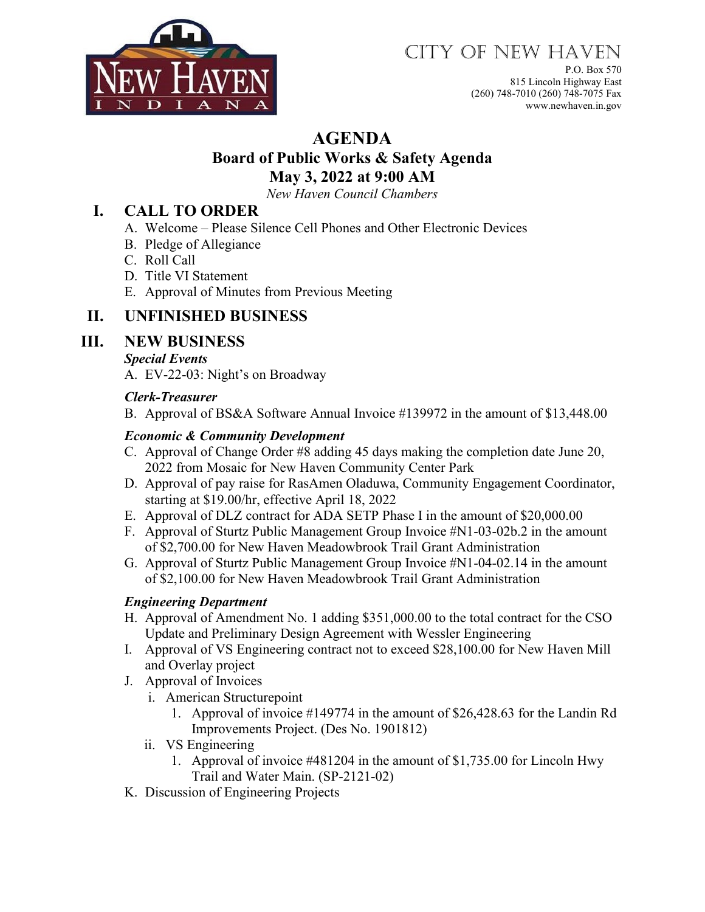# City of New Haven

P.O. Box 570
815 Lincoln Highway East
(260) 748-7010 (260) 748-7075 Fax
www.newhaven.in.gov

# AGENDA

## Board of Public Works & Safety Agenda

## May 3, 2022 at 9:00 AM

*New Haven Council Chambers*

## I. CALL TO ORDER

A. Welcome – Please Silence Cell Phones and Other Electronic Devices
B. Pledge of Allegiance
C. Roll Call
D. Title VI Statement
E. Approval of Minutes from Previous Meeting

## II. UNFINISHED BUSINESS

## III. NEW BUSINESS

***Special Events***

A. EV-22-03: Night's on Broadway

***Clerk-Treasurer***

B. Approval of BS&A Software Annual Invoice #139972 in the amount of $13,448.00

***Economic & Community Development***

C. Approval of Change Order #8 adding 45 days making the completion date June 20, 2022 from Mosaic for New Haven Community Center Park
D. Approval of pay raise for RasAmen Oladuwa, Community Engagement Coordinator, starting at $19.00/hr, effective April 18, 2022
E. Approval of DLZ contract for ADA SETP Phase I in the amount of $20,000.00
F. Approval of Sturtz Public Management Group Invoice #N1-03-02b.2 in the amount of $2,700.00 for New Haven Meadowbrook Trail Grant Administration
G. Approval of Sturtz Public Management Group Invoice #N1-04-02.14 in the amount of $2,100.00 for New Haven Meadowbrook Trail Grant Administration

***Engineering Department***

H. Approval of Amendment No. 1 adding $351,000.00 to the total contract for the CSO Update and Preliminary Design Agreement with Wessler Engineering
I. Approval of VS Engineering contract not to exceed $28,100.00 for New Haven Mill and Overlay project
J. Approval of Invoices
   i. American Structurepoint
      1. Approval of invoice #149774 in the amount of $26,428.63 for the Landin Rd Improvements Project. (Des No. 1901812)
   ii. VS Engineering
      1. Approval of invoice #481204 in the amount of $1,735.00 for Lincoln Hwy Trail and Water Main. (SP-2121-02)
K. Discussion of Engineering Projects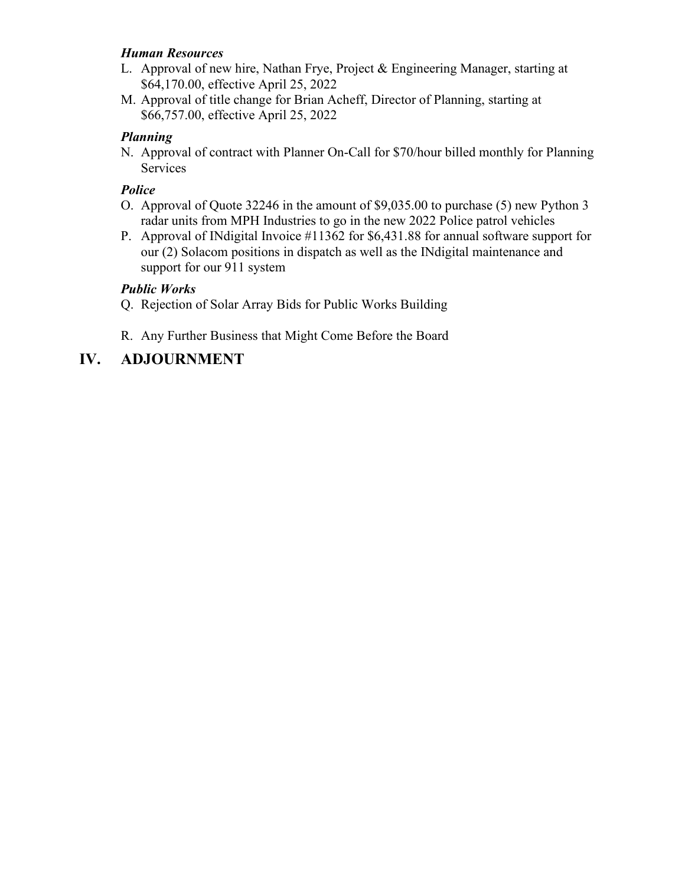***Human Resources***

L. Approval of new hire, Nathan Frye, Project & Engineering Manager, starting at $64,170.00, effective April 25, 2022

M. Approval of title change for Brian Acheff, Director of Planning, starting at $66,757.00, effective April 25, 2022

***Planning***

N. Approval of contract with Planner On-Call for $70/hour billed monthly for Planning Services

***Police***

O. Approval of Quote 32246 in the amount of $9,035.00 to purchase (5) new Python 3 radar units from MPH Industries to go in the new 2022 Police patrol vehicles

P. Approval of INdigital Invoice #11362 for $6,431.88 for annual software support for our (2) Solacom positions in dispatch as well as the INdigital maintenance and support for our 911 system

***Public Works***

Q. Rejection of Solar Array Bids for Public Works Building

R. Any Further Business that Might Come Before the Board

## IV. ADJOURNMENT